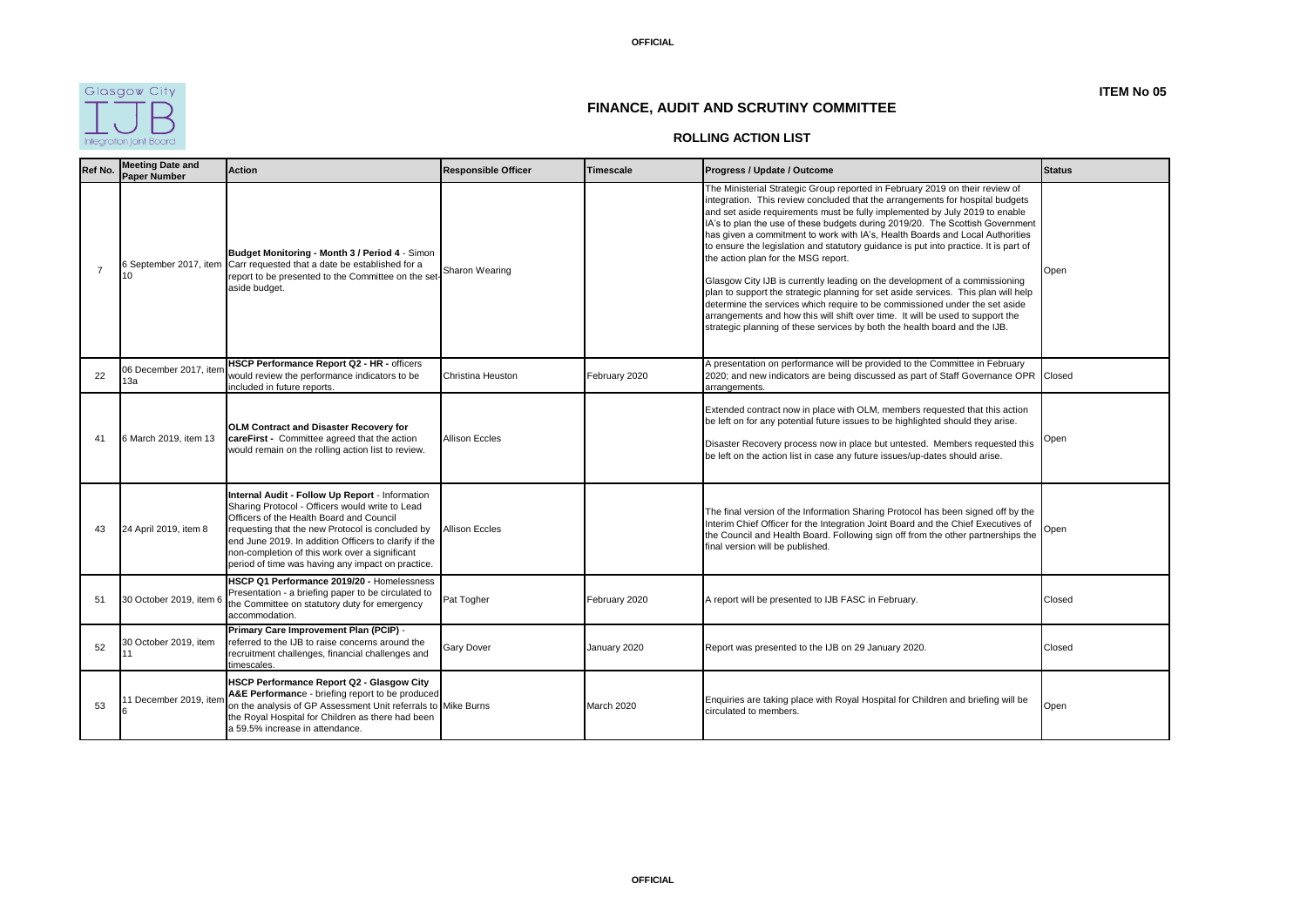**ITEM No 05**

Glasgow City IJB Integration Joint Board

# FINANCE, AUDIT AND SCRUTINY COMMITTEE

## ROLLING ACTION LIST

| Ref No. | Meeting Date and Paper Number | Action | Responsible Officer | Timescale | Progress / Update / Outcome | Status |
|---|---|---|---|---|---|---|
| 7 | 6 September 2017, item 10 | **Budget Monitoring - Month 3 / Period 4** - Simon Carr requested that a date be established for a report to be presented to the Committee on the set-aside budget. | Sharon Wearing | | The Ministerial Strategic Group reported in February 2019 on their review of integration. This review concluded that the arrangements for hospital budgets and set aside requirements must be fully implemented by July 2019 to enable IA's to plan the use of these budgets during 2019/20. The Scottish Government has given a commitment to work with IA's, Health Boards and Local Authorities to ensure the legislation and statutory guidance is put into practice. It is part of the action plan for the MSG report.<br><br>Glasgow City IJB is currently leading on the development of a commissioning plan to support the strategic planning for set aside services. This plan will help determine the services which require to be commissioned under the set aside arrangements and how this will shift over time. It will be used to support the strategic planning of these services by both the health board and the IJB. | Open |
| 22 | 06 December 2017, item 13a | **HSCP Performance Report Q2 - HR -** officers would review the performance indicators to be included in future reports. | Christina Heuston | February 2020 | A presentation on performance will be provided to the Committee in February 2020; and new indicators are being discussed as part of Staff Governance OPR arrangements. | Closed |
| 41 | 6 March 2019, item 13 | **OLM Contract and Disaster Recovery for careFirst -** Committee agreed that the action would remain on the rolling action list to review. | Allison Eccles | | Extended contract now in place with OLM, members requested that this action be left on for any potential future issues to be highlighted should they arise.<br><br>Disaster Recovery process now in place but untested. Members requested this be left on the action list in case any future issues/up-dates should arise. | Open |
| 43 | 24 April 2019, item 8 | **Internal Audit - Follow Up Report** - Information Sharing Protocol - Officers would write to Lead Officers of the Health Board and Council requesting that the new Protocol is concluded by end June 2019. In addition Officers to clarify if the non-completion of this work over a significant period of time was having any impact on practice. | Allison Eccles | | The final version of the Information Sharing Protocol has been signed off by the Interim Chief Officer for the Integration Joint Board and the Chief Executives of the Council and Health Board. Following sign off from the other partnerships the final version will be published. | Open |
| 51 | 30 October 2019, item 6 | **HSCP Q1 Performance 2019/20 -** Homelessness Presentation - a briefing paper to be circulated to the Committee on statutory duty for emergency accommodation. | Pat Togher | February 2020 | A report will be presented to IJB FASC in February. | Closed |
| 52 | 30 October 2019, item 11 | **Primary Care Improvement Plan (PCIP)** - referred to the IJB to raise concerns around the recruitment challenges, financial challenges and timescales. | Gary Dover | January 2020 | Report was presented to the IJB on 29 January 2020. | Closed |
| 53 | 11 December 2019, item 6 | **HSCP Performance Report Q2 - Glasgow City A&E Performanc**e - briefing report to be produced on the analysis of GP Assessment Unit referrals to the Royal Hospital for Children as there had been a 59.5% increase in attendance. | Mike Burns | March 2020 | Enquiries are taking place with Royal Hospital for Children and briefing will be circulated to members. | Open |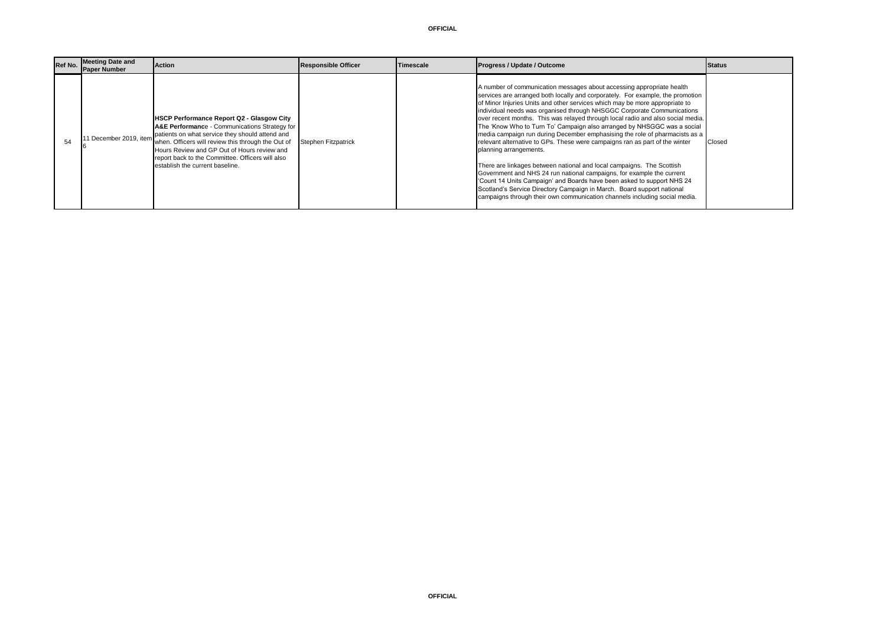| Ref No. | Meeting Date and Paper Number | Action | Responsible Officer | Timescale | Progress / Update / Outcome | Status |
|---|---|---|---|---|---|---|
| 54 | 11 December 2019, item 6 | **HSCP Performance Report Q2 - Glasgow City A&E Performanc**e - Communications Strategy for patients on what service they should attend and when. Officers will review this through the Out of Hours Review and GP Out of Hours review and report back to the Committee. Officers will also establish the current baseline. | Stephen Fitzpatrick | | A number of communication messages about accessing appropriate health services are arranged both locally and corporately. For example, the promotion of Minor Injuries Units and other services which may be more appropriate to individual needs was organised through NHSGGC Corporate Communications over recent months. This was relayed through local radio and also social media. The 'Know Who to Turn To' Campaign also arranged by NHSGGC was a social media campaign run during December emphasising the role of pharmacists as a relevant alternative to GPs. These were campaigns ran as part of the winter planning arrangements.<br><br>There are linkages between national and local campaigns. The Scottish Government and NHS 24 run national campaigns, for example the current 'Count 14 Units Campaign' and Boards have been asked to support NHS 24 Scotland's Service Directory Campaign in March. Board support national campaigns through their own communication channels including social media. | Closed |